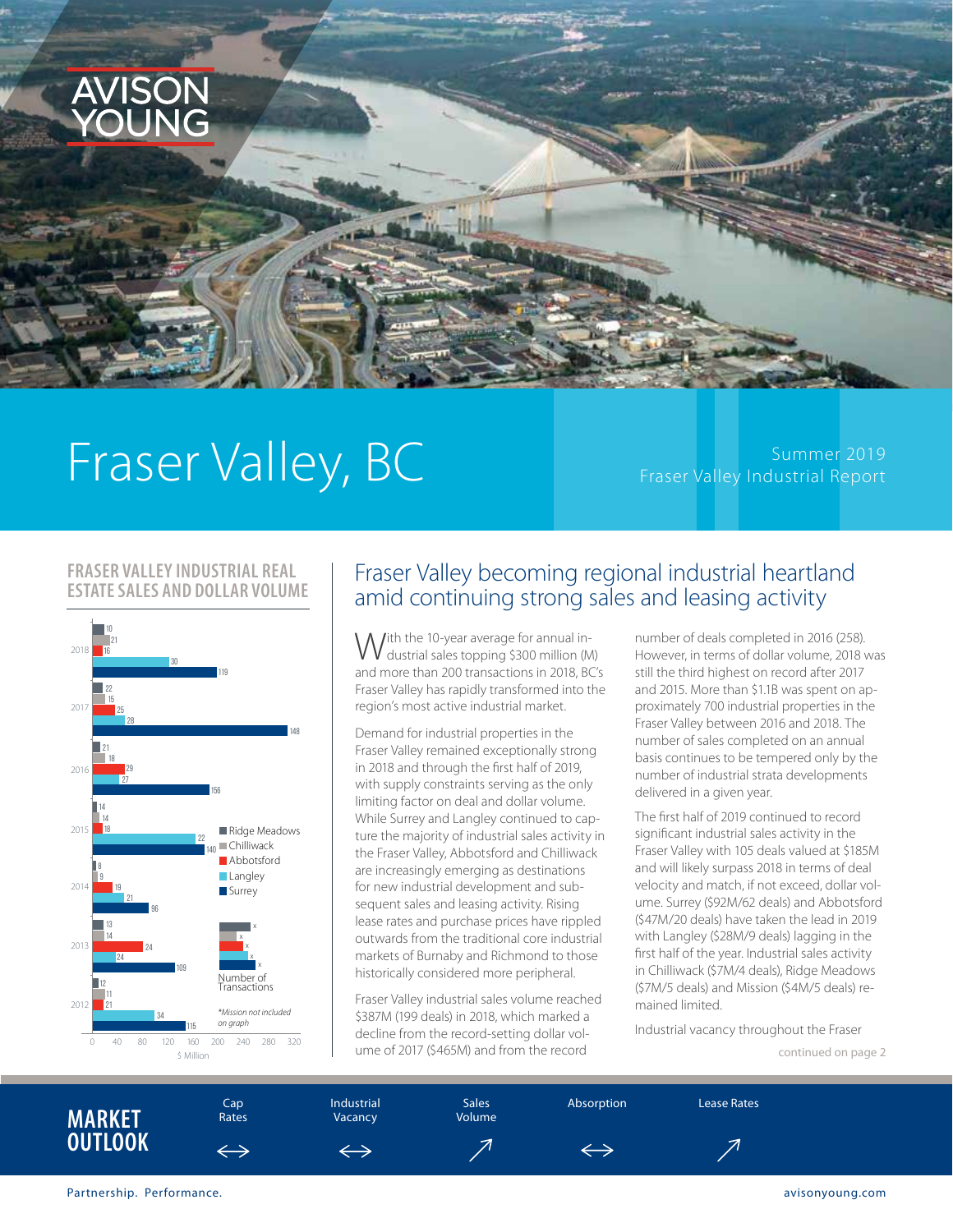# Fraser Valley, BC

Summer 2019
Fraser Valley Industrial Report

## FRASER VALLEY INDUSTRIAL REAL ESTATE SALES AND DOLLAR VOLUME

| Year | Ridge Meadows | Chilliwack | Abbotsford | Langley | Surrey |
|---|---|---|---|---|---|
| 2018 | 10 | 21 | 16 | 30 | 119 |
| 2017 | 22 | 15 | 25 | 28 | 148 |
| 2016 | 21 | 18 | 29 | 27 | 156 |
| 2015 | 14 | 14 | 18 | 22 | 140 |
| 2014 | 8 | 9 | 19 | 21 | 96 |
| 2013 | 13 | 14 | 24 | 24 | 109 |
| 2012 | 12 | 11 | 21 | 34 | 115 |

$ Million

x = Number of Transactions

*Mission not included on graph

## Fraser Valley becoming regional industrial heartland amid continuing strong sales and leasing activity

With the 10-year average for annual industrial sales topping $300 million (M) and more than 200 transactions in 2018, BC's Fraser Valley has rapidly transformed into the region's most active industrial market.

Demand for industrial properties in the Fraser Valley remained exceptionally strong in 2018 and through the first half of 2019, with supply constraints serving as the only limiting factor on deal and dollar volume. While Surrey and Langley continued to capture the majority of industrial sales activity in the Fraser Valley, Abbotsford and Chilliwack are increasingly emerging as destinations for new industrial development and subsequent sales and leasing activity. Rising lease rates and purchase prices have rippled outwards from the traditional core industrial markets of Burnaby and Richmond to those historically considered more peripheral.

Fraser Valley industrial sales volume reached $387M (199 deals) in 2018, which marked a decline from the record-setting dollar volume of 2017 ($465M) and from the record number of deals completed in 2016 (258). However, in terms of dollar volume, 2018 was still the third highest on record after 2017 and 2015. More than $1.1B was spent on approximately 700 industrial properties in the Fraser Valley between 2016 and 2018. The number of sales completed on an annual basis continues to be tempered only by the number of industrial strata developments delivered in a given year.

The first half of 2019 continued to record significant industrial sales activity in the Fraser Valley with 105 deals valued at $185M and will likely surpass 2018 in terms of deal velocity and match, if not exceed, dollar volume. Surrey ($92M/62 deals) and Abbotsford ($47M/20 deals) have taken the lead in 2019 with Langley ($28M/9 deals) lagging in the first half of the year. Industrial sales activity in Chilliwack ($7M/4 deals), Ridge Meadows ($7M/5 deals) and Mission ($4M/5 deals) remained limited.

Industrial vacancy throughout the Fraser

continued on page 2

## MARKET OUTLOOK

| Cap Rates | Industrial Vacancy | Sales Volume | Absorption | Lease Rates |
|---|---|---|---|---|
| ↔ | ↔ | ↗ | ↔ | ↗ |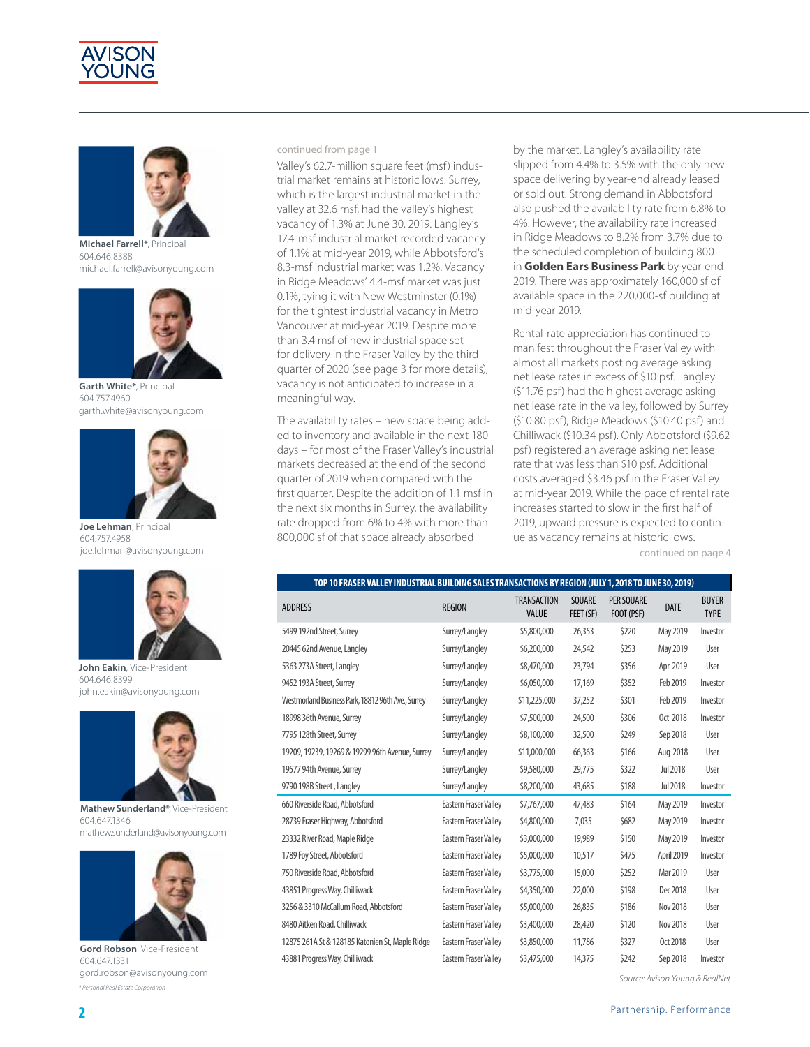**Michael Farrell***, Principal
604.646.8388
michael.farrell@avisonyoung.com

**Garth White***, Principal
604.757.4960
garth.white@avisonyoung.com

**Joe Lehman**, Principal
604.757.4958
joe.lehman@avisonyoung.com

**John Eakin**, Vice-President
604.646.8399
john.eakin@avisonyoung.com

**Mathew Sunderland***, Vice-President
604.647.1346
mathew.sunderland@avisonyoung.com

**Gord Robson**, Vice-President
604.647.1331
gord.robson@avisonyoung.com

*Personal Real Estate Corporation

continued from page 1

Valley's 62.7-million square feet (msf) industrial market remains at historic lows. Surrey, which is the largest industrial market in the valley at 32.6 msf, had the valley's highest vacancy of 1.3% at June 30, 2019. Langley's 17.4-msf industrial market recorded vacancy of 1.1% at mid-year 2019, while Abbotsford's 8.3-msf industrial market was 1.2%. Vacancy in Ridge Meadows' 4.4-msf market was just 0.1%, tying it with New Westminster (0.1%) for the tightest industrial vacancy in Metro Vancouver at mid-year 2019. Despite more than 3.4 msf of new industrial space set for delivery in the Fraser Valley by the third quarter of 2020 (see page 3 for more details), vacancy is not anticipated to increase in a meaningful way.

The availability rates – new space being added to inventory and available in the next 180 days – for most of the Fraser Valley's industrial markets decreased at the end of the second quarter of 2019 when compared with the first quarter. Despite the addition of 1.1 msf in the next six months in Surrey, the availability rate dropped from 6% to 4% with more than 800,000 sf of that space already absorbed by the market. Langley's availability rate slipped from 4.4% to 3.5% with the only new space delivering by year-end already leased or sold out. Strong demand in Abbotsford also pushed the availability rate from 6.8% to 4%. However, the availability rate increased in Ridge Meadows to 8.2% from 3.7% due to the scheduled completion of building 800 in **Golden Ears Business Park** by year-end 2019. There was approximately 160,000 sf of available space in the 220,000-sf building at mid-year 2019.

Rental-rate appreciation has continued to manifest throughout the Fraser Valley with almost all markets posting average asking net lease rates in excess of $10 psf. Langley ($11.76 psf) had the highest average asking net lease rate in the valley, followed by Surrey ($10.80 psf), Ridge Meadows ($10.40 psf) and Chilliwack ($10.34 psf). Only Abbotsford ($9.62 psf) registered an average asking net lease rate that was less than $10 psf. Additional costs averaged $3.46 psf in the Fraser Valley at mid-year 2019. While the pace of rental rate increases started to slow in the first half of 2019, upward pressure is expected to continue as vacancy remains at historic lows.

continued on page 4

**TOP 10 FRASER VALLEY INDUSTRIAL BUILDING SALES TRANSACTIONS BY REGION (JULY 1, 2018 TO JUNE 30, 2019)**

| ADDRESS | REGION | TRANSACTION VALUE | SQUARE FEET (SF) | PER SQUARE FOOT (PSF) | DATE | BUYER TYPE |
|---|---|---|---|---|---|---|
| 5499 192nd Street, Surrey | Surrey/Langley | $5,800,000 | 26,353 | $220 | May 2019 | Investor |
| 20445 62nd Avenue, Langley | Surrey/Langley | $6,200,000 | 24,542 | $253 | May 2019 | User |
| 5363 273A Street, Langley | Surrey/Langley | $8,470,000 | 23,794 | $356 | Apr 2019 | User |
| 9452 193A Street, Surrey | Surrey/Langley | $6,050,000 | 17,169 | $352 | Feb 2019 | Investor |
| Westmorland Business Park, 18812 96th Ave., Surrey | Surrey/Langley | $11,225,000 | 37,252 | $301 | Feb 2019 | Investor |
| 18998 36th Avenue, Surrey | Surrey/Langley | $7,500,000 | 24,500 | $306 | Oct 2018 | Investor |
| 7795 128th Street, Surrey | Surrey/Langley | $8,100,000 | 32,500 | $249 | Sep 2018 | User |
| 19209, 19239, 19269 & 19299 96th Avenue, Surrey | Surrey/Langley | $11,000,000 | 66,363 | $166 | Aug 2018 | User |
| 19577 94th Avenue, Surrey | Surrey/Langley | $9,580,000 | 29,775 | $322 | Jul 2018 | User |
| 9790 198B Street , Langley | Surrey/Langley | $8,200,000 | 43,685 | $188 | Jul 2018 | Investor |
| 660 Riverside Road, Abbotsford | Eastern Fraser Valley | $7,767,000 | 47,483 | $164 | May 2019 | Investor |
| 28739 Fraser Highway, Abbotsford | Eastern Fraser Valley | $4,800,000 | 7,035 | $682 | May 2019 | Investor |
| 23332 River Road, Maple Ridge | Eastern Fraser Valley | $3,000,000 | 19,989 | $150 | May 2019 | Investor |
| 1789 Foy Street, Abbotsford | Eastern Fraser Valley | $5,000,000 | 10,517 | $475 | April 2019 | Investor |
| 750 Riverside Road, Abbotsford | Eastern Fraser Valley | $3,775,000 | 15,000 | $252 | Mar 2019 | User |
| 43851 Progress Way, Chilliwack | Eastern Fraser Valley | $4,350,000 | 22,000 | $198 | Dec 2018 | User |
| 3256 & 3310 McCallum Road, Abbotsford | Eastern Fraser Valley | $5,000,000 | 26,835 | $186 | Nov 2018 | User |
| 8480 Aitken Road, Chilliwack | Eastern Fraser Valley | $3,400,000 | 28,420 | $120 | Nov 2018 | User |
| 12875 261A St & 128185 Katonien St, Maple Ridge | Eastern Fraser Valley | $3,850,000 | 11,786 | $327 | Oct 2018 | User |
| 43881 Progress Way, Chilliwack | Eastern Fraser Valley | $3,475,000 | 14,375 | $242 | Sep 2018 | Investor |

*Source: Avison Young & RealNet*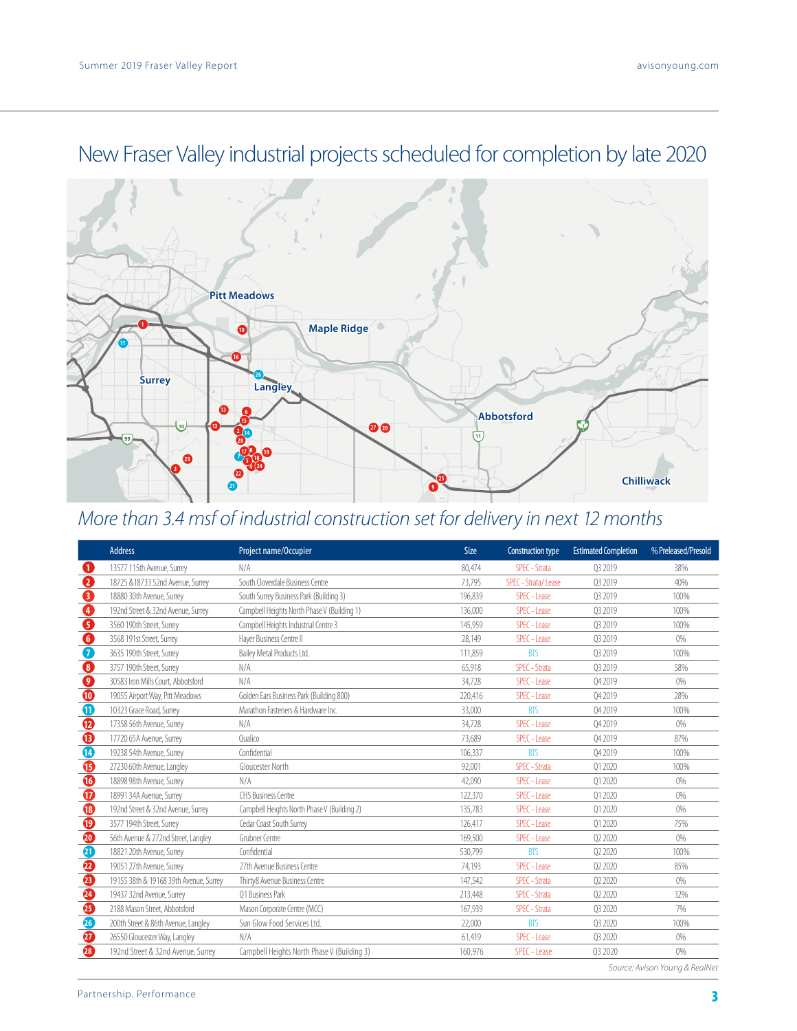# New Fraser Valley industrial projects scheduled for completion by late 2020

## *More than 3.4 msf of industrial construction set for delivery in next 12 months*

| | Address | Project name/Occupier | Size | Construction type | Estimated Completion | % Preleased/Presold |
|---|---|---|---|---|---|---|
| 1 | 13577 115th Avenue, Surrey | N/A | 80,474 | SPEC - Strata | Q3 2019 | 38% |
| 2 | 18725 &18733 52nd Avenue, Surrey | South Cloverdale Business Centre | 73,795 | SPEC - Strata/ Lease | Q3 2019 | 40% |
| 3 | 18880 30th Avenue, Surrey | South Surrey Business Park (Building 3) | 196,839 | SPEC - Lease | Q3 2019 | 100% |
| 4 | 192nd Street & 32nd Avenue, Surrey | Campbell Heights North Phase V (Building 1) | 136,000 | SPEC - Lease | Q3 2019 | 100% |
| 5 | 3560 190th Street, Surrey | Campbell Heights Industrial Centre 3 | 145,959 | SPEC - Lease | Q3 2019 | 100% |
| 6 | 3568 191st Street, Surrey | Hayer Business Centre II | 28,149 | SPEC - Lease | Q3 2019 | 0% |
| 7 | 3635 190th Street, Surrey | Bailey Metal Products Ltd. | 111,859 | BTS | Q3 2019 | 100% |
| 8 | 3757 190th Street, Surrey | N/A | 65,918 | SPEC - Strata | Q3 2019 | 58% |
| 9 | 30583 Iron Mills Court, Abbotsford | N/A | 34,728 | SPEC - Lease | Q4 2019 | 0% |
| 10 | 19055 Airport Way, Pitt Meadows | Golden Ears Business Park (Building 800) | 220,416 | SPEC - Lease | Q4 2019 | 28% |
| 11 | 10323 Grace Road, Surrey | Marathon Fasteners & Hardware Inc. | 33,000 | BTS | Q4 2019 | 100% |
| 12 | 17358 56th Avenue, Surrey | N/A | 34,728 | SPEC - Lease | Q4 2019 | 0% |
| 13 | 17720 65A Avenue, Surrey | Qualico | 73,689 | SPEC - Lease | Q4 2019 | 87% |
| 14 | 19238 54th Avenue, Surrey | Confidential | 106,337 | BTS | Q4 2019 | 100% |
| 15 | 27230 60th Avenue, Langley | Gloucester North | 92,001 | SPEC - Strata | Q1 2020 | 100% |
| 16 | 18898 98th Avenue, Surrey | N/A | 42,090 | SPEC - Lease | Q1 2020 | 0% |
| 17 | 18991 34A Avenue, Surrey | CH5 Business Centre | 122,370 | SPEC - Lease | Q1 2020 | 0% |
| 18 | 192nd Street & 32nd Avenue, Surrey | Campbell Heights North Phase V (Building 2) | 135,783 | SPEC - Lease | Q1 2020 | 0% |
| 19 | 3577 194th Street, Surrey | Cedar Coast South Surrey | 126,417 | SPEC - Lease | Q1 2020 | 75% |
| 20 | 56th Avenue & 272nd Street, Langley | Grubner Centre | 169,500 | SPEC - Lease | Q2 2020 | 0% |
| 21 | 18821 20th Avenue, Surrey | Confidential | 530,799 | BTS | Q2 2020 | 100% |
| 22 | 19051 27th Avenue, Surrey | 27th Avenue Business Centre | 74,193 | SPEC - Lease | Q2 2020 | 85% |
| 23 | 19155 38th & 19168 39th Avenue, Surrey | Thirty8 Avenue Business Centre | 147,542 | SPEC - Strata | Q2 2020 | 0% |
| 24 | 19437 32nd Avenue, Surrey | Q1 Business Park | 213,448 | SPEC - Strata | Q2 2020 | 32% |
| 25 | 2188 Mason Street, Abbotsford | Mason Corporate Centre (MCC) | 167,939 | SPEC - Strata | Q3 2020 | 7% |
| 26 | 200th Street & 86th Avenue, Langley | Sun Glow Food Services Ltd. | 22,000 | BTS | Q3 2020 | 100% |
| 27 | 26550 Gloucester Way, Langley | N/A | 61,419 | SPEC - Lease | Q3 2020 | 0% |
| 28 | 192nd Street & 32nd Avenue, Surrey | Campbell Heights North Phase V (Building 3) | 160,976 | SPEC - Lease | Q3 2020 | 0% |

*Source: Avison Young & RealNet*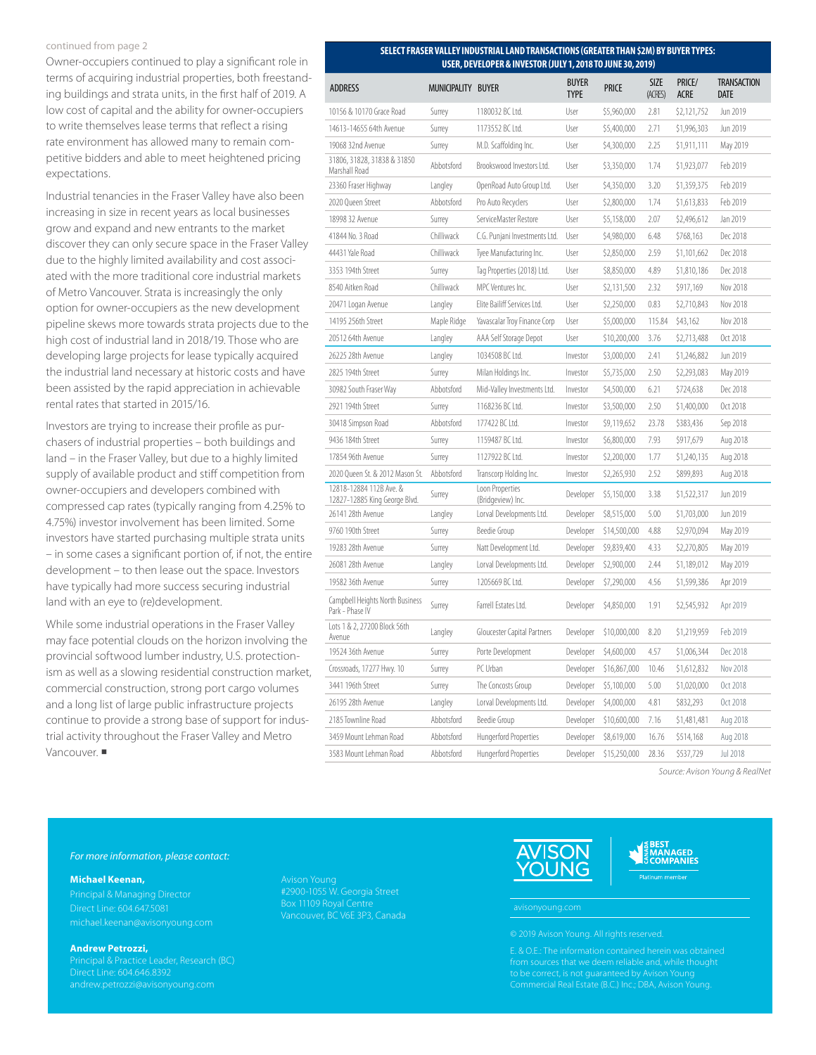continued from page 2

Owner-occupiers continued to play a significant role in terms of acquiring industrial properties, both freestanding buildings and strata units, in the first half of 2019. A low cost of capital and the ability for owner-occupiers to write themselves lease terms that reflect a rising rate environment has allowed many to remain competitive bidders and able to meet heightened pricing expectations.

Industrial tenancies in the Fraser Valley have also been increasing in size in recent years as local businesses grow and expand and new entrants to the market discover they can only secure space in the Fraser Valley due to the highly limited availability and cost associated with the more traditional core industrial markets of Metro Vancouver. Strata is increasingly the only option for owner-occupiers as the new development pipeline skews more towards strata projects due to the high cost of industrial land in 2018/19. Those who are developing large projects for lease typically acquired the industrial land necessary at historic costs and have been assisted by the rapid appreciation in achievable rental rates that started in 2015/16.

Investors are trying to increase their profile as purchasers of industrial properties – both buildings and land – in the Fraser Valley, but due to a highly limited supply of available product and stiff competition from owner-occupiers and developers combined with compressed cap rates (typically ranging from 4.25% to 4.75%) investor involvement has been limited. Some investors have started purchasing multiple strata units – in some cases a significant portion of, if not, the entire development – to then lease out the space. Investors have typically had more success securing industrial land with an eye to (re)development.

While some industrial operations in the Fraser Valley may face potential clouds on the horizon involving the provincial softwood lumber industry, U.S. protectionism as well as a slowing residential construction market, commercial construction, strong port cargo volumes and a long list of large public infrastructure projects continue to provide a strong base of support for industrial activity throughout the Fraser Valley and Metro Vancouver. ■

**SELECT FRASER VALLEY INDUSTRIAL LAND TRANSACTIONS (GREATER THAN $2M) BY BUYER TYPES: USER, DEVELOPER & INVESTOR (JULY 1, 2018 TO JUNE 30, 2019)**

| ADDRESS | MUNICIPALITY | BUYER | BUYER TYPE | PRICE | SIZE (ACRES) | PRICE/ ACRE | TRANSACTION DATE |
|---|---|---|---|---|---|---|---|
| 10156 & 10170 Grace Road | Surrey | 1180032 BC Ltd. | User | $5,960,000 | 2.81 | $2,121,752 | Jun 2019 |
| 14613-14655 64th Avenue | Surrey | 1173552 BC Ltd. | User | $5,400,000 | 2.71 | $1,996,303 | Jun 2019 |
| 19068 32nd Avenue | Surrey | M.D. Scaffolding Inc. | User | $4,300,000 | 2.25 | $1,911,111 | May 2019 |
| 31806, 31828, 31838 & 31850 Marshall Road | Abbotsford | Brookswood Investors Ltd. | User | $3,350,000 | 1.74 | $1,923,077 | Feb 2019 |
| 23360 Fraser Highway | Langley | OpenRoad Auto Group Ltd. | User | $4,350,000 | 3.20 | $1,359,375 | Feb 2019 |
| 2020 Queen Street | Abbotsford | Pro Auto Recyclers | User | $2,800,000 | 1.74 | $1,613,833 | Feb 2019 |
| 18998 32 Avenue | Surrey | ServiceMaster Restore | User | $5,158,000 | 2.07 | $2,496,612 | Jan 2019 |
| 41844 No. 3 Road | Chilliwack | C.G. Punjani Investments Ltd. | User | $4,980,000 | 6.48 | $768,163 | Dec 2018 |
| 44431 Yale Road | Chilliwack | Tyee Manufacturing Inc. | User | $2,850,000 | 2.59 | $1,101,662 | Dec 2018 |
| 3353 194th Street | Surrey | Tag Properties (2018) Ltd. | User | $8,850,000 | 4.89 | $1,810,186 | Dec 2018 |
| 8540 Aitken Road | Chilliwack | MPC Ventures Inc. | User | $2,131,500 | 2.32 | $917,169 | Nov 2018 |
| 20471 Logan Avenue | Langley | Elite Bailiff Services Ltd. | User | $2,250,000 | 0.83 | $2,710,843 | Nov 2018 |
| 14195 256th Street | Maple Ridge | Yavascalar Troy Finance Corp | User | $5,000,000 | 115.84 | $43,162 | Nov 2018 |
| 20512 64th Avenue | Langley | AAA Self Storage Depot | User | $10,200,000 | 3.76 | $2,713,488 | Oct 2018 |
| 26225 28th Avenue | Langley | 1034508 BC Ltd. | Investor | $3,000,000 | 2.41 | $1,246,882 | Jun 2019 |
| 2825 194th Street | Surrey | Milan Holdings Inc. | Investor | $5,735,000 | 2.50 | $2,293,083 | May 2019 |
| 30982 South Fraser Way | Abbotsford | Mid-Valley Investments Ltd. | Investor | $4,500,000 | 6.21 | $724,638 | Dec 2018 |
| 2921 194th Street | Surrey | 1168236 BC Ltd. | Investor | $3,500,000 | 2.50 | $1,400,000 | Oct 2018 |
| 30418 Simpson Road | Abbotsford | 177422 BC Ltd. | Investor | $9,119,652 | 23.78 | $383,436 | Sep 2018 |
| 9436 184th Street | Surrey | 1159487 BC Ltd. | Investor | $6,800,000 | 7.93 | $917,679 | Aug 2018 |
| 17854 96th Avenue | Surrey | 1127922 BC Ltd. | Investor | $2,200,000 | 1.77 | $1,240,135 | Aug 2018 |
| 2020 Queen St. & 2012 Mason St. | Abbotsford | Transcorp Holding Inc. | Investor | $2,265,930 | 2.52 | $899,893 | Aug 2018 |
| 12818-12884 112B Ave. & 12827-12885 King George Blvd. | Surrey | Loon Properties (Bridgeview) Inc. | Developer | $5,150,000 | 3.38 | $1,522,317 | Jun 2019 |
| 26141 28th Avenue | Langley | Lorval Developments Ltd. | Developer | $8,515,000 | 5.00 | $1,703,000 | Jun 2019 |
| 9760 190th Street | Surrey | Beedie Group | Developer | $14,500,000 | 4.88 | $2,970,094 | May 2019 |
| 19283 28th Avenue | Surrey | Natt Development Ltd. | Developer | $9,839,400 | 4.33 | $2,270,805 | May 2019 |
| 26081 28th Avenue | Langley | Lorval Developments Ltd. | Developer | $2,900,000 | 2.44 | $1,189,012 | May 2019 |
| 19582 36th Avenue | Surrey | 1205669 BC Ltd. | Developer | $7,290,000 | 4.56 | $1,599,386 | Apr 2019 |
| Campbell Heights North Business Park - Phase IV | Surrey | Farrell Estates Ltd. | Developer | $4,850,000 | 1.91 | $2,545,932 | Apr 2019 |
| Lots 1 & 2, 27200 Block 56th Avenue | Langley | Gloucester Capital Partners | Developer | $10,000,000 | 8.20 | $1,219,959 | Feb 2019 |
| 19524 36th Avenue | Surrey | Porte Development | Developer | $4,600,000 | 4.57 | $1,006,344 | Dec 2018 |
| Crossroads, 17277 Hwy. 10 | Surrey | PC Urban | Developer | $16,867,000 | 10.46 | $1,612,832 | Nov 2018 |
| 3441 196th Street | Surrey | The Concosts Group | Developer | $5,100,000 | 5.00 | $1,020,000 | Oct 2018 |
| 26195 28th Avenue | Langley | Lorval Developments Ltd. | Developer | $4,000,000 | 4.81 | $832,293 | Oct 2018 |
| 2185 Townline Road | Abbotsford | Beedie Group | Developer | $10,600,000 | 7.16 | $1,481,481 | Aug 2018 |
| 3459 Mount Lehman Road | Abbotsford | Hungerford Properties | Developer | $8,619,000 | 16.76 | $514,168 | Aug 2018 |
| 3583 Mount Lehman Road | Abbotsford | Hungerford Properties | Developer | $15,250,000 | 28.36 | $537,729 | Jul 2018 |

*Source: Avison Young & RealNet*

*For more information, please contact:*

**Michael Keenan,**
Principal & Managing Director
Direct Line: 604.647.5081
michael.keenan@avisonyoung.com

**Andrew Petrozzi,**
Principal & Practice Leader, Research (BC)
Direct Line: 604.646.8392
andrew.petrozzi@avisonyoung.com

Avison Young
#2900-1055 W. Georgia Street
Box 11109 Royal Centre
Vancouver, BC V6E 3P3, Canada

AVISON YOUNG

CANADA BEST MANAGED COMPANIES
Platinum member

avisonyoung.com

© 2019 Avison Young. All rights reserved.

E. & O.E.: The information contained herein was obtained from sources that we deem reliable and, while thought to be correct, is not guaranteed by Avison Young Commercial Real Estate (B.C.) Inc.; DBA, Avison Young.